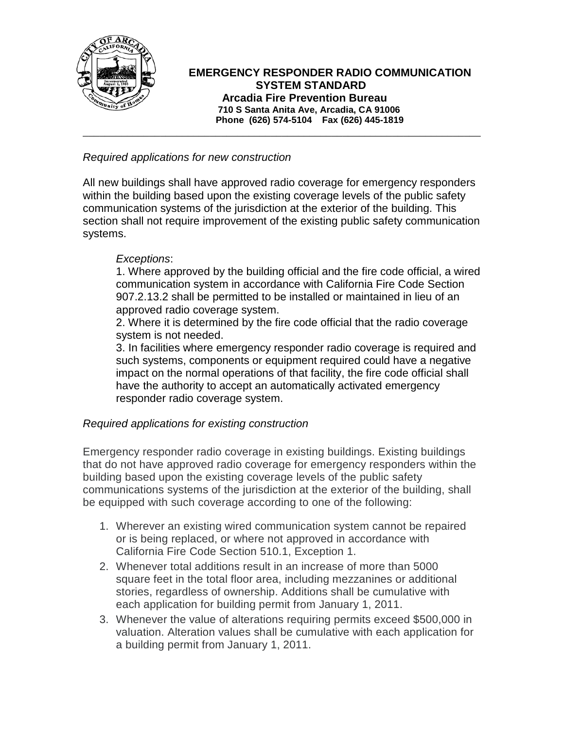# EMERGENCY RESPONDER RADIO COMMUNICATION SYSTEM STANDARD

**Arcadia Fire Prevention Bureau**

**710 S Santa Anita Ave, Arcadia, CA 91006**

**Phone (626) 574-5104 Fax (626) 445-1819**

---

*Required applications for new construction*

All new buildings shall have approved radio coverage for emergency responders within the building based upon the existing coverage levels of the public safety communication systems of the jurisdiction at the exterior of the building. This section shall not require improvement of the existing public safety communication systems.

> *Exceptions*:
>
> 1. Where approved by the building official and the fire code official, a wired communication system in accordance with California Fire Code Section 907.2.13.2 shall be permitted to be installed or maintained in lieu of an approved radio coverage system.
> 2. Where it is determined by the fire code official that the radio coverage system is not needed.
> 3. In facilities where emergency responder radio coverage is required and such systems, components or equipment required could have a negative impact on the normal operations of that facility, the fire code official shall have the authority to accept an automatically activated emergency responder radio coverage system.

*Required applications for existing construction*

Emergency responder radio coverage in existing buildings. Existing buildings that do not have approved radio coverage for emergency responders within the building based upon the existing coverage levels of the public safety communications systems of the jurisdiction at the exterior of the building, shall be equipped with such coverage according to one of the following:

1. Wherever an existing wired communication system cannot be repaired or is being replaced, or where not approved in accordance with California Fire Code Section 510.1, Exception 1.
2. Whenever total additions result in an increase of more than 5000 square feet in the total floor area, including mezzanines or additional stories, regardless of ownership. Additions shall be cumulative with each application for building permit from January 1, 2011.
3. Whenever the value of alterations requiring permits exceed $500,000 in valuation. Alteration values shall be cumulative with each application for a building permit from January 1, 2011.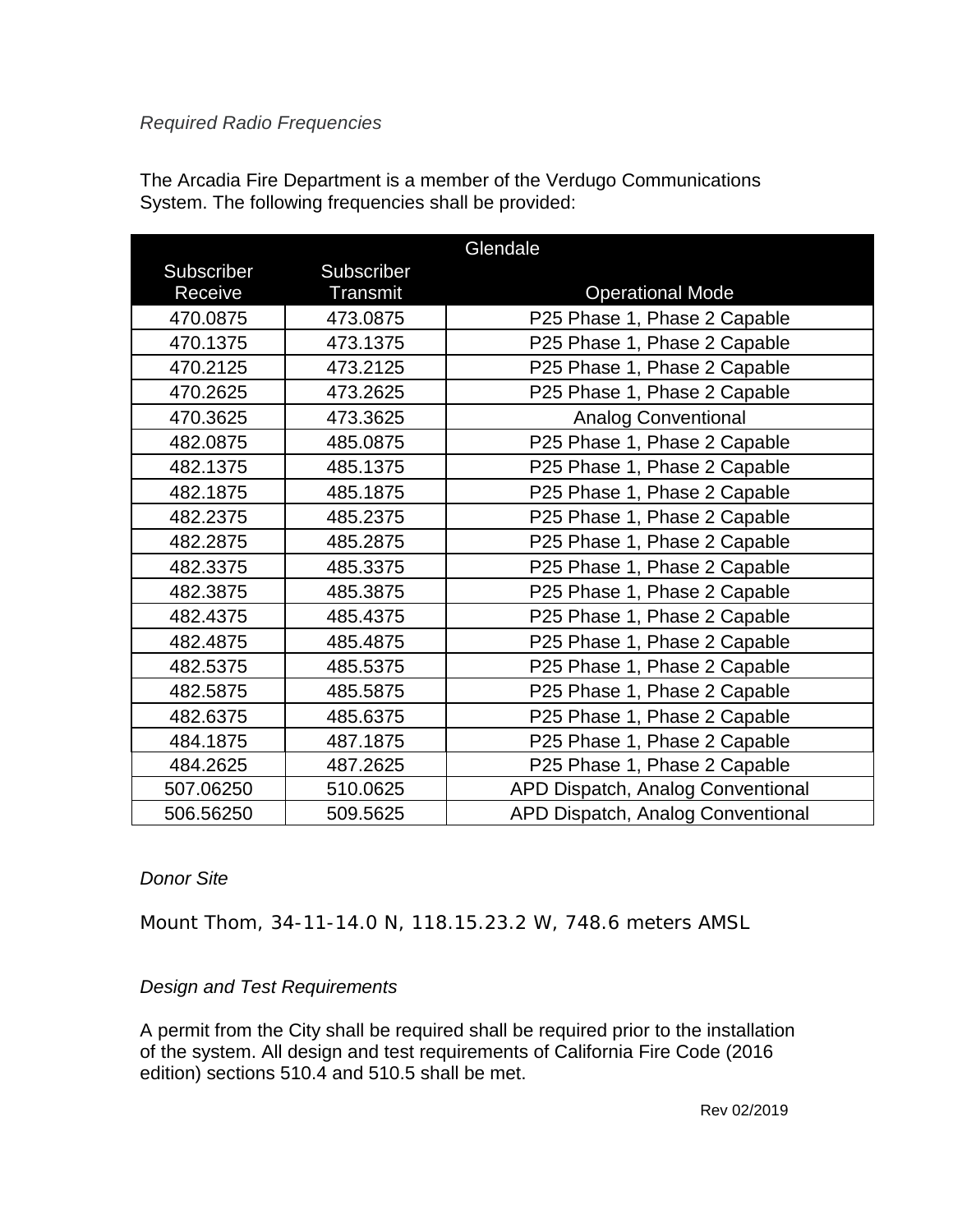*Required Radio Frequencies*

The Arcadia Fire Department is a member of the Verdugo Communications System. The following frequencies shall be provided:

| Glendale | | |
|---|---|---|
| Subscriber Receive | Subscriber Transmit | Operational Mode |
| 470.0875 | 473.0875 | P25 Phase 1, Phase 2 Capable |
| 470.1375 | 473.1375 | P25 Phase 1, Phase 2 Capable |
| 470.2125 | 473.2125 | P25 Phase 1, Phase 2 Capable |
| 470.2625 | 473.2625 | P25 Phase 1, Phase 2 Capable |
| 470.3625 | 473.3625 | Analog Conventional |
| 482.0875 | 485.0875 | P25 Phase 1, Phase 2 Capable |
| 482.1375 | 485.1375 | P25 Phase 1, Phase 2 Capable |
| 482.1875 | 485.1875 | P25 Phase 1, Phase 2 Capable |
| 482.2375 | 485.2375 | P25 Phase 1, Phase 2 Capable |
| 482.2875 | 485.2875 | P25 Phase 1, Phase 2 Capable |
| 482.3375 | 485.3375 | P25 Phase 1, Phase 2 Capable |
| 482.3875 | 485.3875 | P25 Phase 1, Phase 2 Capable |
| 482.4375 | 485.4375 | P25 Phase 1, Phase 2 Capable |
| 482.4875 | 485.4875 | P25 Phase 1, Phase 2 Capable |
| 482.5375 | 485.5375 | P25 Phase 1, Phase 2 Capable |
| 482.5875 | 485.5875 | P25 Phase 1, Phase 2 Capable |
| 482.6375 | 485.6375 | P25 Phase 1, Phase 2 Capable |
| 484.1875 | 487.1875 | P25 Phase 1, Phase 2 Capable |
| 484.2625 | 487.2625 | P25 Phase 1, Phase 2 Capable |
| 507.06250 | 510.0625 | APD Dispatch, Analog Conventional |
| 506.56250 | 509.5625 | APD Dispatch, Analog Conventional |

*Donor Site*

Mount Thom, 34-11-14.0 N, 118.15.23.2 W, 748.6 meters AMSL

*Design and Test Requirements*

A permit from the City shall be required shall be required prior to the installation of the system. All design and test requirements of California Fire Code (2016 edition) sections 510.4 and 510.5 shall be met.

Rev 02/2019